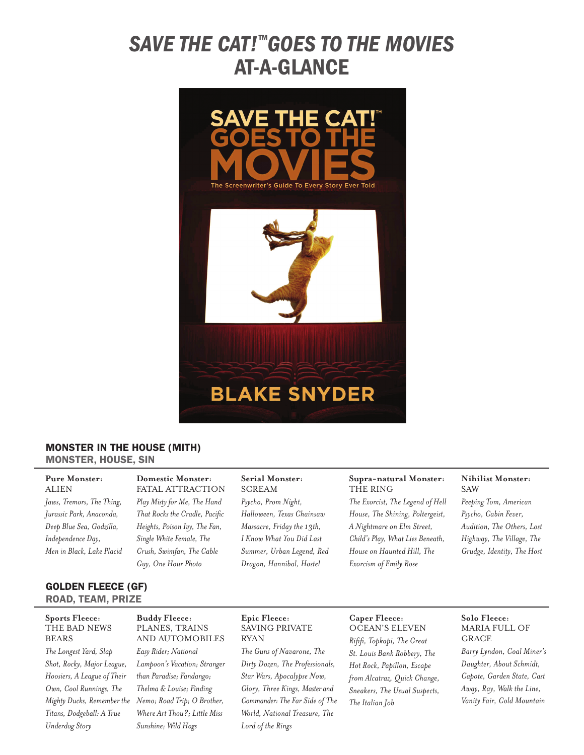# *SAVE THE CAT!™ GOES TO THE MOVIES* AT-A-GLANCE

## MONSTER IN THE HOUSE (MITH)

### MONSTER, HOUSE, SIN

**Pure Monster:**
ALIEN
*Jaws, Tremors, The Thing, Jurassic Park, Anaconda, Deep Blue Sea, Godzilla, Independence Day, Men in Black, Lake Placid*

**Domestic Monster:**
FATAL ATTRACTION
*Play Misty for Me, The Hand That Rocks the Cradle, Pacific Heights, Poison Ivy, The Fan, Single White Female, The Crush, Swimfan, The Cable Guy, One Hour Photo*

**Serial Monster:**
SCREAM
*Psycho, Prom Night, Halloween, Texas Chainsaw Massacre, Friday the 13th, I Know What You Did Last Summer, Urban Legend, Red Dragon, Hannibal, Hostel*

**Supra-natural Monster:**
THE RING
*The Exorcist, The Legend of Hell House, The Shining, Poltergeist, A Nightmare on Elm Street, Child's Play, What Lies Beneath, House on Haunted Hill, The Exorcism of Emily Rose*

**Nihilist Monster:**
SAW
*Peeping Tom, American Psycho, Cabin Fever, Audition, The Others, Lost Highway, The Village, The Grudge, Identity, The Host*

## GOLDEN FLEECE (GF)

### ROAD, TEAM, PRIZE

**Sports Fleece:**
THE BAD NEWS BEARS
*The Longest Yard, Slap Shot, Rocky, Major League, Hoosiers, A League of Their Own, Cool Runnings, The Mighty Ducks, Remember the Titans, Dodgeball: A True Underdog Story*

**Buddy Fleece:**
PLANES, TRAINS AND AUTOMOBILES
*Easy Rider; National Lampoon's Vacation; Stranger than Paradise; Fandango; Thelma & Louise; Finding Nemo; Road Trip; O Brother, Where Art Thou?; Little Miss Sunshine; Wild Hogs*

**Epic Fleece:**
SAVING PRIVATE RYAN
*The Guns of Navarone, The Dirty Dozen, The Professionals, Star Wars, Apocalypse Now, Glory, Three Kings, Master and Commander: The Far Side of The World, National Treasure, The Lord of the Rings*

**Caper Fleece:**
OCEAN'S ELEVEN
*Rififi, Topkapi, The Great St. Louis Bank Robbery, The Hot Rock, Papillon, Escape from Alcatraz, Quick Change, Sneakers, The Usual Suspects, The Italian Job*

**Solo Fleece:**
MARIA FULL OF GRACE
*Barry Lyndon, Coal Miner's Daughter, About Schmidt, Capote, Garden State, Cast Away, Ray, Walk the Line, Vanity Fair, Cold Mountain*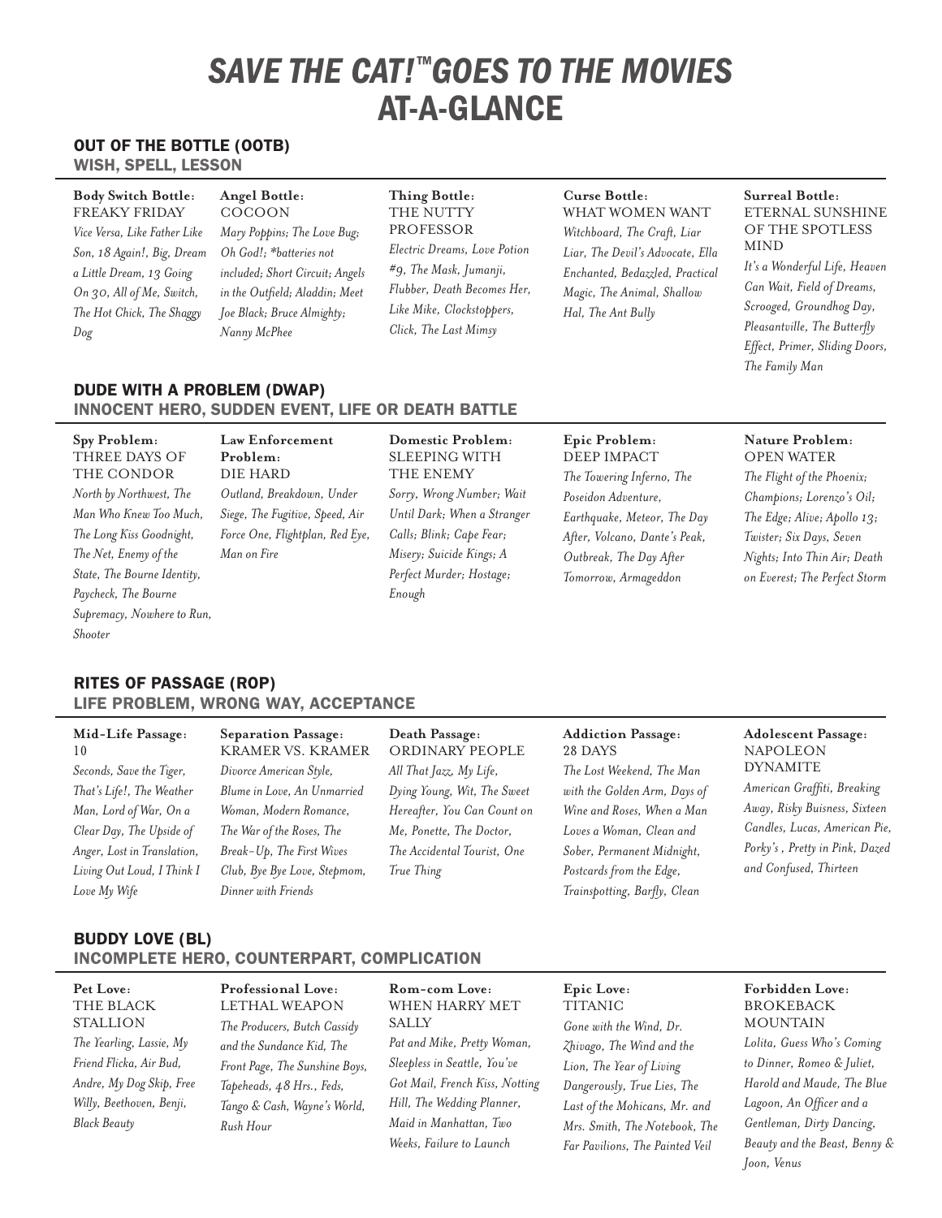# *SAVE THE CAT!™ GOES TO THE MOVIES* AT-A-GLANCE

## OUT OF THE BOTTLE (OOTB)

### WISH, SPELL, LESSON

**Body Switch Bottle:** FREAKY FRIDAY
*Vice Versa, Like Father Like Son, 18 Again!, Big, Dream a Little Dream, 13 Going On 30, All of Me, Switch, The Hot Chick, The Shaggy Dog*

**Angel Bottle:** COCOON
*Mary Poppins; The Love Bug; Oh God!; \*batteries not included; Short Circuit; Angels in the Outfield; Aladdin; Meet Joe Black; Bruce Almighty; Nanny McPhee*

**Thing Bottle:** THE NUTTY PROFESSOR
*Electric Dreams, Love Potion #9, The Mask, Jumanji, Flubber, Death Becomes Her, Like Mike, Clockstoppers, Click, The Last Mimsy*

**Curse Bottle:** WHAT WOMEN WANT
*Witchboard, The Craft, Liar Liar, The Devil's Advocate, Ella Enchanted, Bedazzled, Practical Magic, The Animal, Shallow Hal, The Ant Bully*

**Surreal Bottle:** ETERNAL SUNSHINE OF THE SPOTLESS MIND
*It's a Wonderful Life, Heaven Can Wait, Field of Dreams, Scrooged, Groundhog Day, Pleasantville, The Butterfly Effect, Primer, Sliding Doors, The Family Man*

## DUDE WITH A PROBLEM (DWAP)

### INNOCENT HERO, SUDDEN EVENT, LIFE OR DEATH BATTLE

**Spy Problem:** THREE DAYS OF THE CONDOR
*North by Northwest, The Man Who Knew Too Much, The Long Kiss Goodnight, The Net, Enemy of the State, The Bourne Identity, Paycheck, The Bourne Supremacy, Nowhere to Run, Shooter*

**Law Enforcement Problem:** DIE HARD
*Outland, Breakdown, Under Siege, The Fugitive, Speed, Air Force One, Flightplan, Red Eye, Man on Fire*

**Domestic Problem:** SLEEPING WITH THE ENEMY
*Sorry, Wrong Number; Wait Until Dark; When a Stranger Calls; Blink; Cape Fear; Misery; Suicide Kings; A Perfect Murder; Hostage; Enough*

**Epic Problem:** DEEP IMPACT
*The Towering Inferno, The Poseidon Adventure, Earthquake, Meteor, The Day After, Volcano, Dante's Peak, Outbreak, The Day After Tomorrow, Armageddon*

**Nature Problem:** OPEN WATER
*The Flight of the Phoenix; Champions; Lorenzo's Oil; The Edge; Alive; Apollo 13; Twister; Six Days, Seven Nights; Into Thin Air; Death on Everest; The Perfect Storm*

## RITES OF PASSAGE (ROP)

### LIFE PROBLEM, WRONG WAY, ACCEPTANCE

**Mid-Life Passage:** 10
*Seconds, Save the Tiger, That's Life!, The Weather Man, Lord of War, On a Clear Day, The Upside of Anger, Lost in Translation, Living Out Loud, I Think I Love My Wife*

**Separation Passage:** KRAMER VS. KRAMER
*Divorce American Style, Blume in Love, An Unmarried Woman, Modern Romance, The War of the Roses, The Break-Up, The First Wives Club, Bye Bye Love, Stepmom, Dinner with Friends*

**Death Passage:** ORDINARY PEOPLE
*All That Jazz, My Life, Dying Young, Wit, The Sweet Hereafter, You Can Count on Me, Ponette, The Doctor, The Accidental Tourist, One True Thing*

**Addiction Passage:** 28 DAYS
*The Lost Weekend, The Man with the Golden Arm, Days of Wine and Roses, When a Man Loves a Woman, Clean and Sober, Permanent Midnight, Postcards from the Edge, Trainspotting, Barfly, Clean*

**Adolescent Passage:** NAPOLEON DYNAMITE
*American Graffiti, Breaking Away, Risky Buisness, Sixteen Candles, Lucas, American Pie, Porky's , Pretty in Pink, Dazed and Confused, Thirteen*

## BUDDY LOVE (BL)

### INCOMPLETE HERO, COUNTERPART, COMPLICATION

**Pet Love:** THE BLACK STALLION
*The Yearling, Lassie, My Friend Flicka, Air Bud, Andre, My Dog Skip, Free Willy, Beethoven, Benji, Black Beauty*

**Professional Love:** LETHAL WEAPON
*The Producers, Butch Cassidy and the Sundance Kid, The Front Page, The Sunshine Boys, Tapeheads, 48 Hrs., Feds, Tango & Cash, Wayne's World, Rush Hour*

**Rom-com Love:** WHEN HARRY MET SALLY
*Pat and Mike, Pretty Woman, Sleepless in Seattle, You've Got Mail, French Kiss, Notting Hill, The Wedding Planner, Maid in Manhattan, Two Weeks, Failure to Launch*

**Epic Love:** TITANIC
*Gone with the Wind, Dr. Zhivago, The Wind and the Lion, The Year of Living Dangerously, True Lies, The Last of the Mohicans, Mr. and Mrs. Smith, The Notebook, The Far Pavilions, The Painted Veil*

**Forbidden Love:** BROKEBACK MOUNTAIN
*Lolita, Guess Who's Coming to Dinner, Romeo & Juliet, Harold and Maude, The Blue Lagoon, An Officer and a Gentleman, Dirty Dancing, Beauty and the Beast, Benny & Joon, Venus*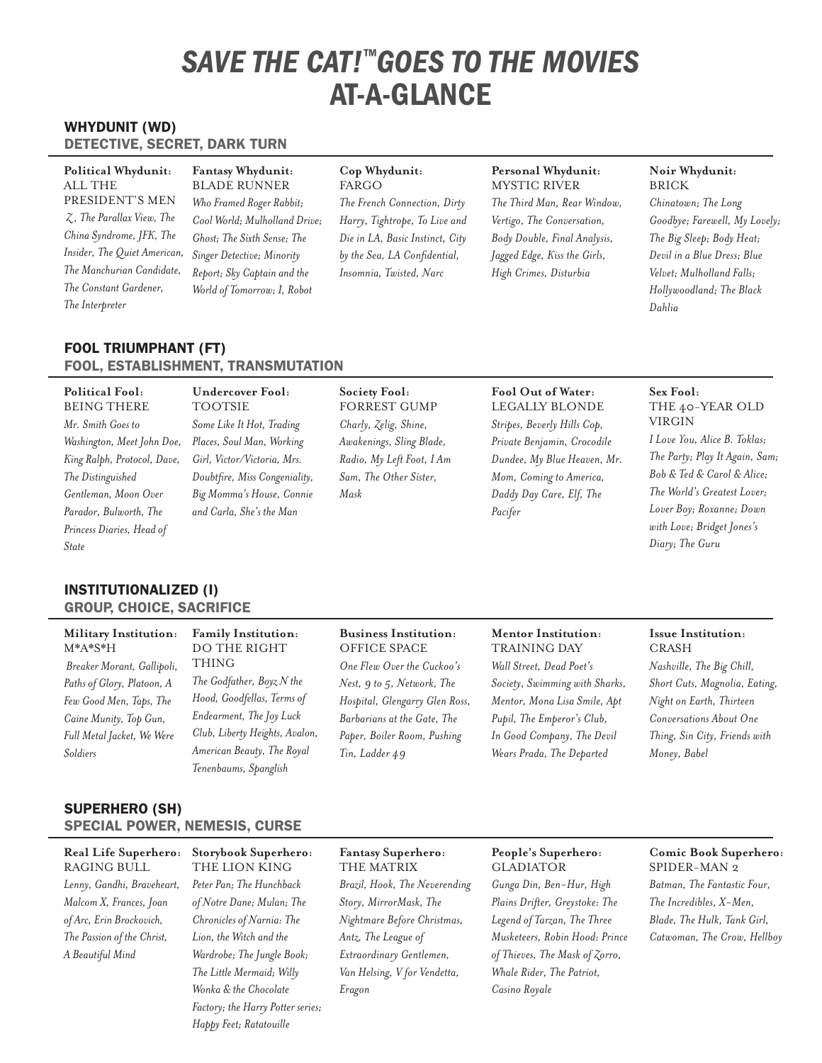# *SAVE THE CAT!™ GOES TO THE MOVIES* AT-A-GLANCE

## WHYDUNIT (WD)
### DETECTIVE, SECRET, DARK TURN

**Political Whydunit:** ALL THE PRESIDENT'S MEN
*Z, The Parallax View, The China Syndrome, JFK, The Insider, The Quiet American, The Manchurian Candidate, The Constant Gardener, The Interpreter*

**Fantasy Whydunit:** BLADE RUNNER
*Who Framed Roger Rabbit; Cool World; Mulholland Drive; Ghost; The Sixth Sense; The Singer Detective; Minority Report; Sky Captain and the World of Tomorrow; I, Robot*

**Cop Whydunit:** FARGO
*The French Connection, Dirty Harry, Tightrope, To Live and Die in LA, Basic Instinct, City by the Sea, LA Confidential, Insomnia, Twisted, Narc*

**Personal Whydunit:** MYSTIC RIVER
*The Third Man, Rear Window, Vertigo, The Conversation, Body Double, Final Analysis, Jagged Edge, Kiss the Girls, High Crimes, Disturbia*

**Noir Whydunit:** BRICK
*Chinatown; The Long Goodbye; Farewell, My Lovely; The Big Sleep; Body Heat; Devil in a Blue Dress; Blue Velvet; Mulholland Falls; Hollywoodland; The Black Dahlia*

## FOOL TRIUMPHANT (FT)
### FOOL, ESTABLISHMENT, TRANSMUTATION

**Political Fool:** BEING THERE
*Mr. Smith Goes to Washington, Meet John Doe, King Ralph, Protocol, Dave, The Distinguished Gentleman, Moon Over Parador, Bulworth, The Princess Diaries, Head of State*

**Undercover Fool:** TOOTSIE
*Some Like It Hot, Trading Places, Soul Man, Working Girl, Victor/Victoria, Mrs. Doubtfire, Miss Congeniality, Big Momma's House, Connie and Carla, She's the Man*

**Society Fool:** FORREST GUMP
*Charly, Zelig, Shine, Awakenings, Sling Blade, Radio, My Left Foot, I Am Sam, The Other Sister, Mask*

**Fool Out of Water:** LEGALLY BLONDE
*Stripes, Beverly Hills Cop, Private Benjamin, Crocodile Dundee, My Blue Heaven, Mr. Mom, Coming to America, Daddy Day Care, Elf, The Pacifer*

**Sex Fool:** THE 40-YEAR OLD VIRGIN
*I Love You, Alice B. Toklas; The Party; Play It Again, Sam; Bob & Ted & Carol & Alice; The World's Greatest Lover; Lover Boy; Roxanne; Down with Love; Bridget Jones's Diary; The Guru*

## INSTITUTIONALIZED (I)
### GROUP, CHOICE, SACRIFICE

**Military Institution:** M*A*S*H
*Breaker Morant, Gallipoli, Paths of Glory, Platoon, A Few Good Men, Taps, The Caine Munity, Top Gun, Full Metal Jacket, We Were Soldiers*

**Family Institution:** DO THE RIGHT THING
*The Godfather, Boyz N the Hood, Goodfellas, Terms of Endearment, The Joy Luck Club, Liberty Heights, Avalon, American Beauty, The Royal Tenenbaums, Spanglish*

**Business Institution:** OFFICE SPACE
*One Flew Over the Cuckoo's Nest, 9 to 5, Network, The Hospital, Glengarry Glen Ross, Barbarians at the Gate, The Paper, Boiler Room, Pushing Tin, Ladder 49*

**Mentor Institution:** TRAINING DAY
*Wall Street, Dead Poet's Society, Swimming with Sharks, Mentor, Mona Lisa Smile, Apt Pupil, The Emperor's Club, In Good Company, The Devil Wears Prada, The Departed*

**Issue Institution:** CRASH
*Nashville, The Big Chill, Short Cuts, Magnolia, Eating, Night on Earth, Thirteen Conversations About One Thing, Sin City, Friends with Money, Babel*

## SUPERHERO (SH)
### SPECIAL POWER, NEMESIS, CURSE

**Real Life Superhero:** RAGING BULL
*Lenny, Gandhi, Braveheart, Malcom X, Frances, Joan of Arc, Erin Brockovich, The Passion of the Christ, A Beautiful Mind*

**Storybook Superhero:** THE LION KING
*Peter Pan; The Hunchback of Notre Dame; Mulan; The Chronicles of Narnia: The Lion, the Witch and the Wardrobe; The Jungle Book; The Little Mermaid; Willy Wonka & the Chocolate Factory; the Harry Potter series; Happy Feet; Ratatouille*

**Fantasy Superhero:** THE MATRIX
*Brazil, Hook, The Neverending Story, MirrorMask, The Nightmare Before Christmas, Antz, The League of Extraordinary Gentlemen, Van Helsing, V for Vendetta, Eragon*

**People's Superhero:** GLADIATOR
*Gunga Din, Ben-Hur, High Plains Drifter, Greystoke: The Legend of Tarzan, The Three Musketeers, Robin Hood: Prince of Thieves, The Mask of Zorro, Whale Rider, The Patriot, Casino Royale*

**Comic Book Superhero:** SPIDER-MAN 2
*Batman, The Fantastic Four, The Incredibles, X-Men, Blade, The Hulk, Tank Girl, Catwoman, The Crow, Hellboy*